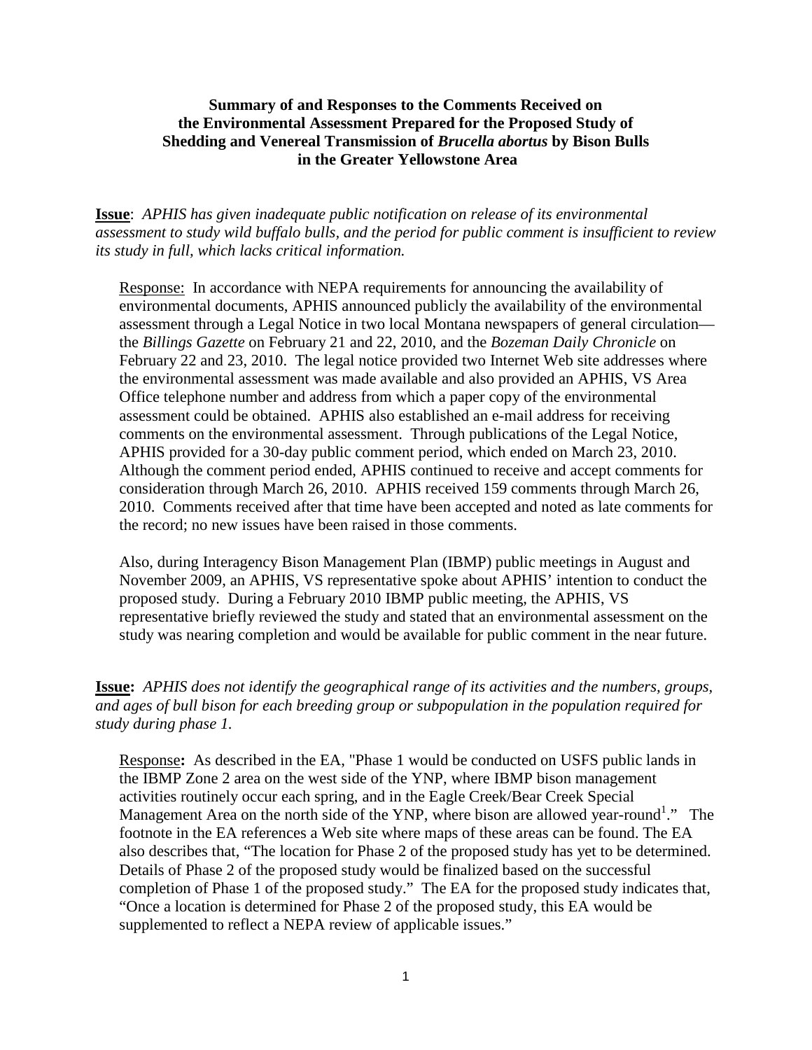**Summary of and Responses to the Comments Received on the Environmental Assessment Prepared for the Proposed Study of Shedding and Venereal Transmission of *Brucella abortus* by Bison Bulls in the Greater Yellowstone Area**

**Issue**: *APHIS has given inadequate public notification on release of its environmental assessment to study wild buffalo bulls, and the period for public comment is insufficient to review its study in full, which lacks critical information.*

Response: In accordance with NEPA requirements for announcing the availability of environmental documents, APHIS announced publicly the availability of the environmental assessment through a Legal Notice in two local Montana newspapers of general circulation—the *Billings Gazette* on February 21 and 22, 2010, and the *Bozeman Daily Chronicle* on February 22 and 23, 2010. The legal notice provided two Internet Web site addresses where the environmental assessment was made available and also provided an APHIS, VS Area Office telephone number and address from which a paper copy of the environmental assessment could be obtained. APHIS also established an e-mail address for receiving comments on the environmental assessment. Through publications of the Legal Notice, APHIS provided for a 30-day public comment period, which ended on March 23, 2010. Although the comment period ended, APHIS continued to receive and accept comments for consideration through March 26, 2010. APHIS received 159 comments through March 26, 2010. Comments received after that time have been accepted and noted as late comments for the record; no new issues have been raised in those comments.

Also, during Interagency Bison Management Plan (IBMP) public meetings in August and November 2009, an APHIS, VS representative spoke about APHIS' intention to conduct the proposed study. During a February 2010 IBMP public meeting, the APHIS, VS representative briefly reviewed the study and stated that an environmental assessment on the study was nearing completion and would be available for public comment in the near future.

**Issue:** *APHIS does not identify the geographical range of its activities and the numbers, groups, and ages of bull bison for each breeding group or subpopulation in the population required for study during phase 1.*

Response**:** As described in the EA, "Phase 1 would be conducted on USFS public lands in the IBMP Zone 2 area on the west side of the YNP, where IBMP bison management activities routinely occur each spring, and in the Eagle Creek/Bear Creek Special Management Area on the north side of the YNP, where bison are allowed year-round[1]." The footnote in the EA references a Web site where maps of these areas can be found. The EA also describes that, "The location for Phase 2 of the proposed study has yet to be determined. Details of Phase 2 of the proposed study would be finalized based on the successful completion of Phase 1 of the proposed study." The EA for the proposed study indicates that, "Once a location is determined for Phase 2 of the proposed study, this EA would be supplemented to reflect a NEPA review of applicable issues."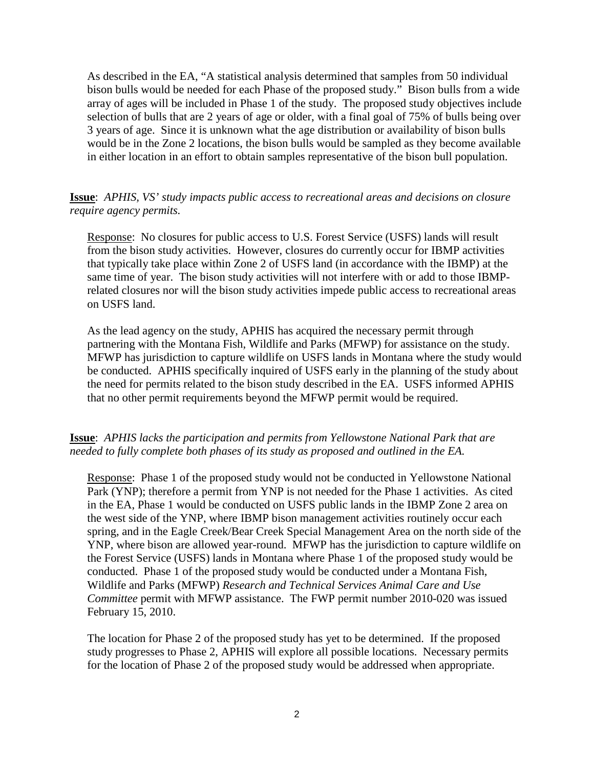As described in the EA, "A statistical analysis determined that samples from 50 individual bison bulls would be needed for each Phase of the proposed study." Bison bulls from a wide array of ages will be included in Phase 1 of the study. The proposed study objectives include selection of bulls that are 2 years of age or older, with a final goal of 75% of bulls being over 3 years of age. Since it is unknown what the age distribution or availability of bison bulls would be in the Zone 2 locations, the bison bulls would be sampled as they become available in either location in an effort to obtain samples representative of the bison bull population.

**Issue**: *APHIS, VS' study impacts public access to recreational areas and decisions on closure require agency permits.*

Response: No closures for public access to U.S. Forest Service (USFS) lands will result from the bison study activities. However, closures do currently occur for IBMP activities that typically take place within Zone 2 of USFS land (in accordance with the IBMP) at the same time of year. The bison study activities will not interfere with or add to those IBMP-related closures nor will the bison study activities impede public access to recreational areas on USFS land.

As the lead agency on the study, APHIS has acquired the necessary permit through partnering with the Montana Fish, Wildlife and Parks (MFWP) for assistance on the study. MFWP has jurisdiction to capture wildlife on USFS lands in Montana where the study would be conducted. APHIS specifically inquired of USFS early in the planning of the study about the need for permits related to the bison study described in the EA. USFS informed APHIS that no other permit requirements beyond the MFWP permit would be required.

**Issue**: *APHIS lacks the participation and permits from Yellowstone National Park that are needed to fully complete both phases of its study as proposed and outlined in the EA.*

Response: Phase 1 of the proposed study would not be conducted in Yellowstone National Park (YNP); therefore a permit from YNP is not needed for the Phase 1 activities. As cited in the EA, Phase 1 would be conducted on USFS public lands in the IBMP Zone 2 area on the west side of the YNP, where IBMP bison management activities routinely occur each spring, and in the Eagle Creek/Bear Creek Special Management Area on the north side of the YNP, where bison are allowed year-round. MFWP has the jurisdiction to capture wildlife on the Forest Service (USFS) lands in Montana where Phase 1 of the proposed study would be conducted. Phase 1 of the proposed study would be conducted under a Montana Fish, Wildlife and Parks (MFWP) *Research and Technical Services Animal Care and Use Committee* permit with MFWP assistance. The FWP permit number 2010-020 was issued February 15, 2010.

The location for Phase 2 of the proposed study has yet to be determined. If the proposed study progresses to Phase 2, APHIS will explore all possible locations. Necessary permits for the location of Phase 2 of the proposed study would be addressed when appropriate.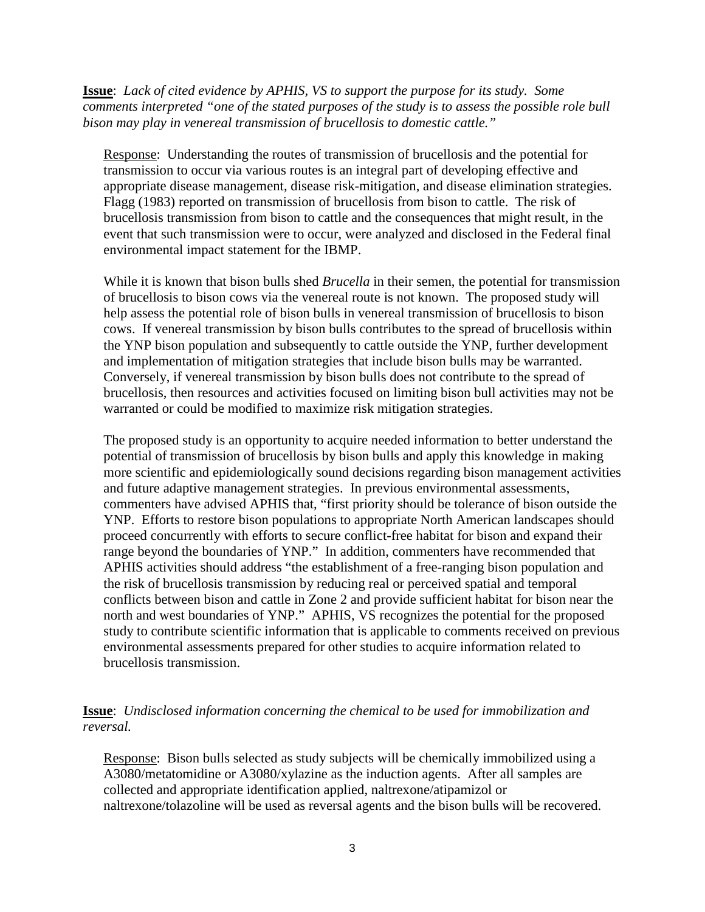**Issue**: *Lack of cited evidence by APHIS, VS to support the purpose for its study. Some comments interpreted "one of the stated purposes of the study is to assess the possible role bull bison may play in venereal transmission of brucellosis to domestic cattle."*

Response: Understanding the routes of transmission of brucellosis and the potential for transmission to occur via various routes is an integral part of developing effective and appropriate disease management, disease risk-mitigation, and disease elimination strategies. Flagg (1983) reported on transmission of brucellosis from bison to cattle. The risk of brucellosis transmission from bison to cattle and the consequences that might result, in the event that such transmission were to occur, were analyzed and disclosed in the Federal final environmental impact statement for the IBMP.

While it is known that bison bulls shed *Brucella* in their semen, the potential for transmission of brucellosis to bison cows via the venereal route is not known. The proposed study will help assess the potential role of bison bulls in venereal transmission of brucellosis to bison cows. If venereal transmission by bison bulls contributes to the spread of brucellosis within the YNP bison population and subsequently to cattle outside the YNP, further development and implementation of mitigation strategies that include bison bulls may be warranted. Conversely, if venereal transmission by bison bulls does not contribute to the spread of brucellosis, then resources and activities focused on limiting bison bull activities may not be warranted or could be modified to maximize risk mitigation strategies.

The proposed study is an opportunity to acquire needed information to better understand the potential of transmission of brucellosis by bison bulls and apply this knowledge in making more scientific and epidemiologically sound decisions regarding bison management activities and future adaptive management strategies. In previous environmental assessments, commenters have advised APHIS that, "first priority should be tolerance of bison outside the YNP. Efforts to restore bison populations to appropriate North American landscapes should proceed concurrently with efforts to secure conflict-free habitat for bison and expand their range beyond the boundaries of YNP." In addition, commenters have recommended that APHIS activities should address "the establishment of a free-ranging bison population and the risk of brucellosis transmission by reducing real or perceived spatial and temporal conflicts between bison and cattle in Zone 2 and provide sufficient habitat for bison near the north and west boundaries of YNP." APHIS, VS recognizes the potential for the proposed study to contribute scientific information that is applicable to comments received on previous environmental assessments prepared for other studies to acquire information related to brucellosis transmission.

**Issue**: *Undisclosed information concerning the chemical to be used for immobilization and reversal.*

Response: Bison bulls selected as study subjects will be chemically immobilized using a A3080/metatomidine or A3080/xylazine as the induction agents. After all samples are collected and appropriate identification applied, naltrexone/atipamizol or naltrexone/tolazoline will be used as reversal agents and the bison bulls will be recovered.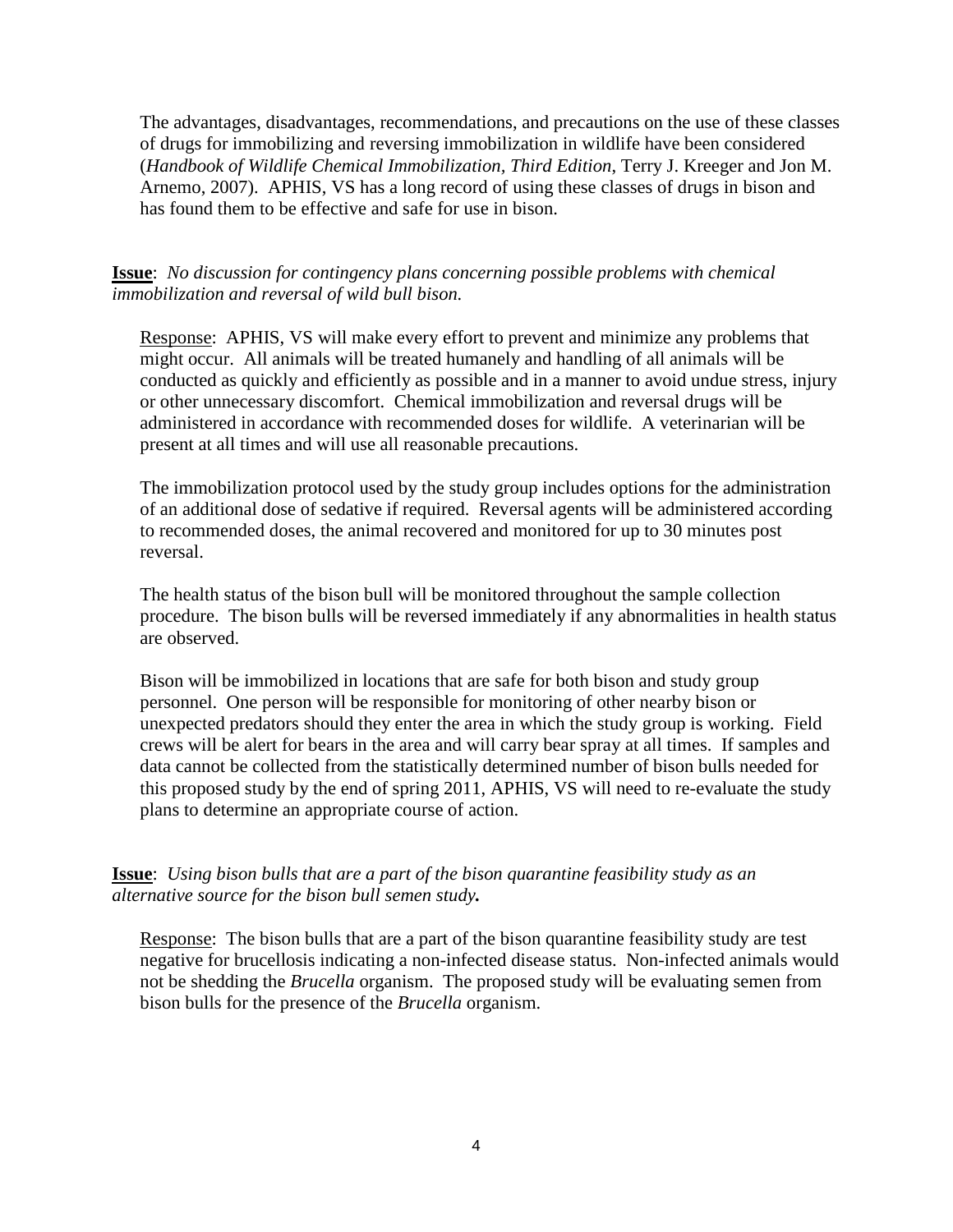The advantages, disadvantages, recommendations, and precautions on the use of these classes of drugs for immobilizing and reversing immobilization in wildlife have been considered (*Handbook of Wildlife Chemical Immobilization, Third Edition*, Terry J. Kreeger and Jon M. Arnemo, 2007). APHIS, VS has a long record of using these classes of drugs in bison and has found them to be effective and safe for use in bison.

**Issue**: *No discussion for contingency plans concerning possible problems with chemical immobilization and reversal of wild bull bison.*

Response: APHIS, VS will make every effort to prevent and minimize any problems that might occur. All animals will be treated humanely and handling of all animals will be conducted as quickly and efficiently as possible and in a manner to avoid undue stress, injury or other unnecessary discomfort. Chemical immobilization and reversal drugs will be administered in accordance with recommended doses for wildlife. A veterinarian will be present at all times and will use all reasonable precautions.

The immobilization protocol used by the study group includes options for the administration of an additional dose of sedative if required. Reversal agents will be administered according to recommended doses, the animal recovered and monitored for up to 30 minutes post reversal.

The health status of the bison bull will be monitored throughout the sample collection procedure. The bison bulls will be reversed immediately if any abnormalities in health status are observed.

Bison will be immobilized in locations that are safe for both bison and study group personnel. One person will be responsible for monitoring of other nearby bison or unexpected predators should they enter the area in which the study group is working. Field crews will be alert for bears in the area and will carry bear spray at all times. If samples and data cannot be collected from the statistically determined number of bison bulls needed for this proposed study by the end of spring 2011, APHIS, VS will need to re-evaluate the study plans to determine an appropriate course of action.

**Issue**: *Using bison bulls that are a part of the bison quarantine feasibility study as an alternative source for the bison bull semen study.*

Response: The bison bulls that are a part of the bison quarantine feasibility study are test negative for brucellosis indicating a non-infected disease status. Non-infected animals would not be shedding the *Brucella* organism. The proposed study will be evaluating semen from bison bulls for the presence of the *Brucella* organism.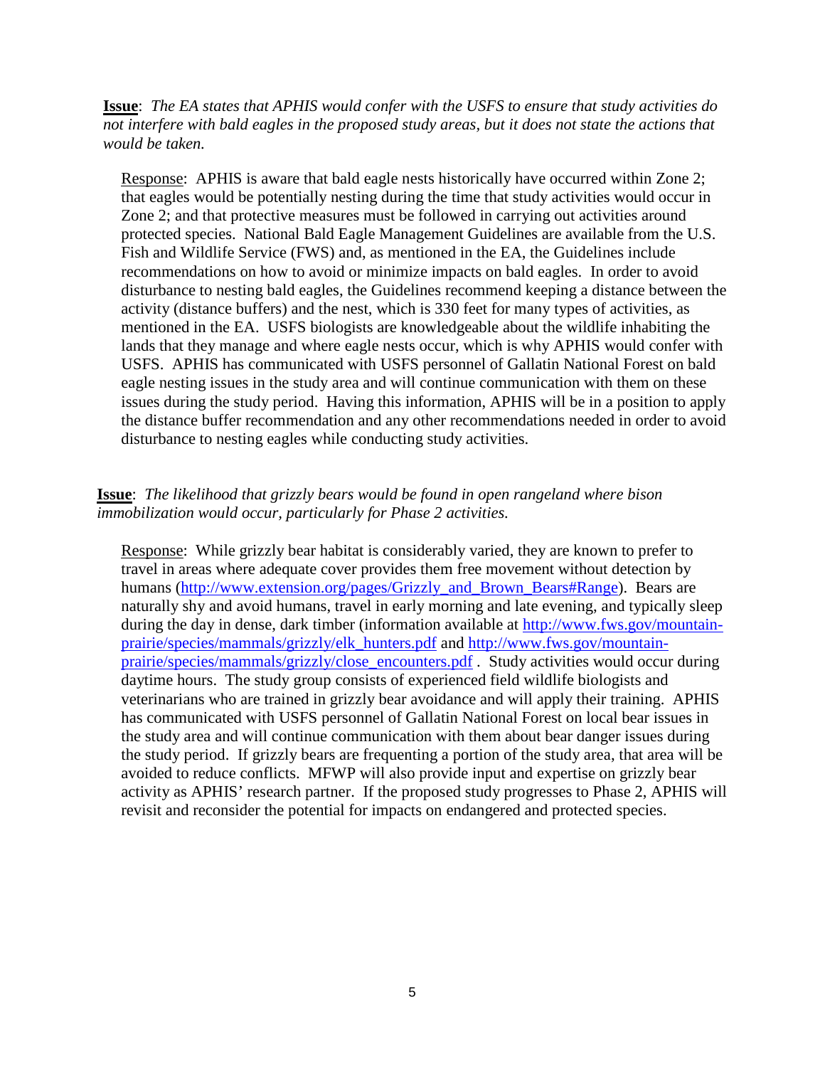**Issue**: *The EA states that APHIS would confer with the USFS to ensure that study activities do not interfere with bald eagles in the proposed study areas, but it does not state the actions that would be taken.*

Response: APHIS is aware that bald eagle nests historically have occurred within Zone 2; that eagles would be potentially nesting during the time that study activities would occur in Zone 2; and that protective measures must be followed in carrying out activities around protected species. National Bald Eagle Management Guidelines are available from the U.S. Fish and Wildlife Service (FWS) and, as mentioned in the EA, the Guidelines include recommendations on how to avoid or minimize impacts on bald eagles. In order to avoid disturbance to nesting bald eagles, the Guidelines recommend keeping a distance between the activity (distance buffers) and the nest, which is 330 feet for many types of activities, as mentioned in the EA. USFS biologists are knowledgeable about the wildlife inhabiting the lands that they manage and where eagle nests occur, which is why APHIS would confer with USFS. APHIS has communicated with USFS personnel of Gallatin National Forest on bald eagle nesting issues in the study area and will continue communication with them on these issues during the study period. Having this information, APHIS will be in a position to apply the distance buffer recommendation and any other recommendations needed in order to avoid disturbance to nesting eagles while conducting study activities.

**Issue**: *The likelihood that grizzly bears would be found in open rangeland where bison immobilization would occur, particularly for Phase 2 activities.*

Response: While grizzly bear habitat is considerably varied, they are known to prefer to travel in areas where adequate cover provides them free movement without detection by humans (http://www.extension.org/pages/Grizzly_and_Brown_Bears#Range). Bears are naturally shy and avoid humans, travel in early morning and late evening, and typically sleep during the day in dense, dark timber (information available at http://www.fws.gov/mountain-prairie/species/mammals/grizzly/elk_hunters.pdf and http://www.fws.gov/mountain-prairie/species/mammals/grizzly/close_encounters.pdf . Study activities would occur during daytime hours. The study group consists of experienced field wildlife biologists and veterinarians who are trained in grizzly bear avoidance and will apply their training. APHIS has communicated with USFS personnel of Gallatin National Forest on local bear issues in the study area and will continue communication with them about bear danger issues during the study period. If grizzly bears are frequenting a portion of the study area, that area will be avoided to reduce conflicts. MFWP will also provide input and expertise on grizzly bear activity as APHIS' research partner. If the proposed study progresses to Phase 2, APHIS will revisit and reconsider the potential for impacts on endangered and protected species.